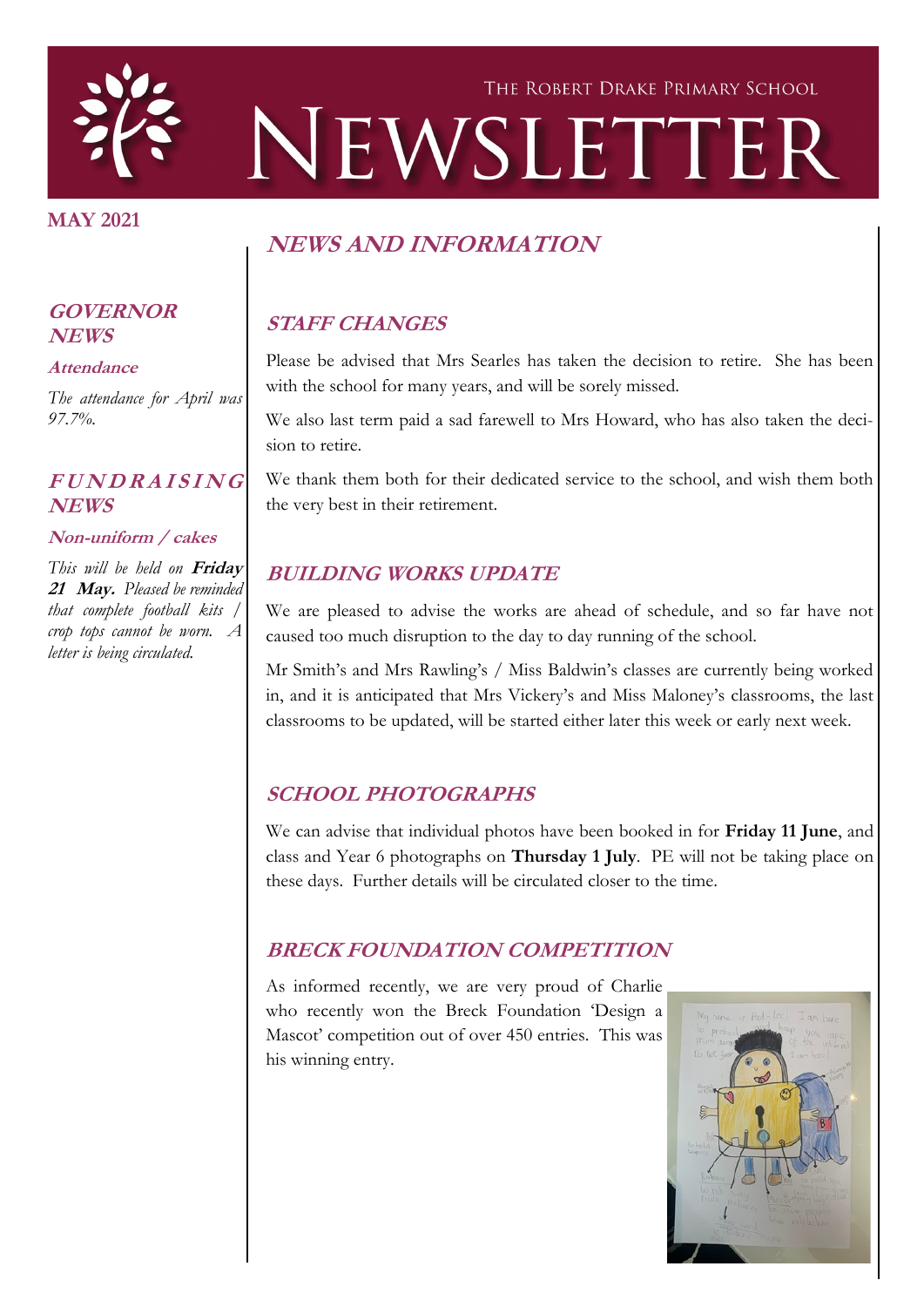# THE ROBERT DRAKE PRIMARY SCHOOL NEWSLETTER

**MAY 2021**

## GOVERNOR NEWS

### Attendance

*The attendance for April was 97.7%.*

## FUNDRAISING NEWS

### Non-uniform / cakes

*This will be held on **Friday 21 May.** Pleased be reminded that complete football kits / crop tops cannot be worn. A letter is being circulated.*

# NEWS AND INFORMATION

## STAFF CHANGES

Please be advised that Mrs Searles has taken the decision to retire. She has been with the school for many years, and will be sorely missed.

We also last term paid a sad farewell to Mrs Howard, who has also taken the decision to retire.

We thank them both for their dedicated service to the school, and wish them both the very best in their retirement.

## BUILDING WORKS UPDATE

We are pleased to advise the works are ahead of schedule, and so far have not caused too much disruption to the day to day running of the school.

Mr Smith's and Mrs Rawling's / Miss Baldwin's classes are currently being worked in, and it is anticipated that Mrs Vickery's and Miss Maloney's classrooms, the last classrooms to be updated, will be started either later this week or early next week.

## SCHOOL PHOTOGRAPHS

We can advise that individual photos have been booked in for **Friday 11 June**, and class and Year 6 photographs on **Thursday 1 July**. PE will not be taking place on these days. Further details will be circulated closer to the time.

## BRECK FOUNDATION COMPETITION

As informed recently, we are very proud of Charlie who recently won the Breck Foundation 'Design a Mascot' competition out of over 450 entries. This was his winning entry.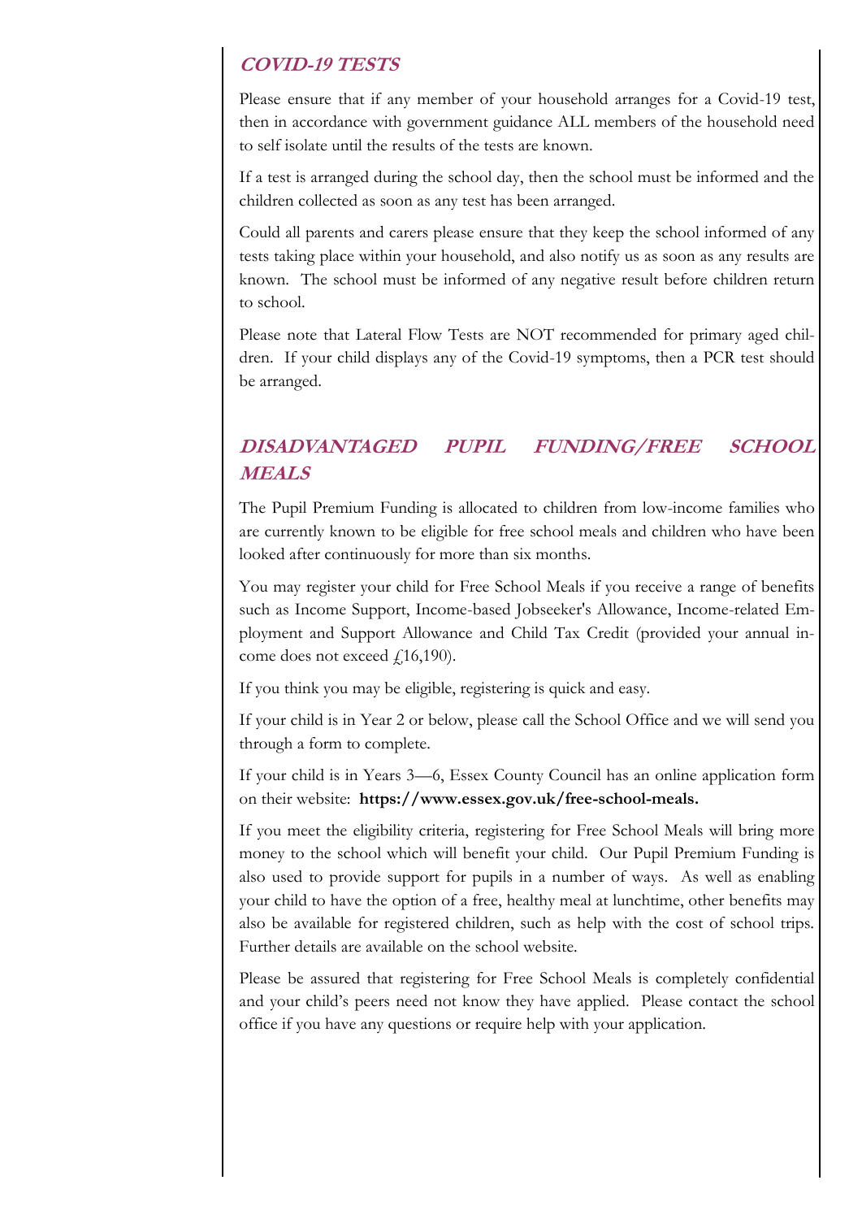## *COVID-19 TESTS*

Please ensure that if any member of your household arranges for a Covid-19 test, then in accordance with government guidance ALL members of the household need to self isolate until the results of the tests are known.

If a test is arranged during the school day, then the school must be informed and the children collected as soon as any test has been arranged.

Could all parents and carers please ensure that they keep the school informed of any tests taking place within your household, and also notify us as soon as any results are known. The school must be informed of any negative result before children return to school.

Please note that Lateral Flow Tests are NOT recommended for primary aged children. If your child displays any of the Covid-19 symptoms, then a PCR test should be arranged.

## *DISADVANTAGED PUPIL FUNDING/FREE SCHOOL MEALS*

The Pupil Premium Funding is allocated to children from low-income families who are currently known to be eligible for free school meals and children who have been looked after continuously for more than six months.

You may register your child for Free School Meals if you receive a range of benefits such as Income Support, Income-based Jobseeker's Allowance, Income-related Employment and Support Allowance and Child Tax Credit (provided your annual income does not exceed £16,190).

If you think you may be eligible, registering is quick and easy.

If your child is in Year 2 or below, please call the School Office and we will send you through a form to complete.

If your child is in Years 3—6, Essex County Council has an online application form on their website: **https://www.essex.gov.uk/free-school-meals.**

If you meet the eligibility criteria, registering for Free School Meals will bring more money to the school which will benefit your child. Our Pupil Premium Funding is also used to provide support for pupils in a number of ways. As well as enabling your child to have the option of a free, healthy meal at lunchtime, other benefits may also be available for registered children, such as help with the cost of school trips. Further details are available on the school website.

Please be assured that registering for Free School Meals is completely confidential and your child's peers need not know they have applied. Please contact the school office if you have any questions or require help with your application.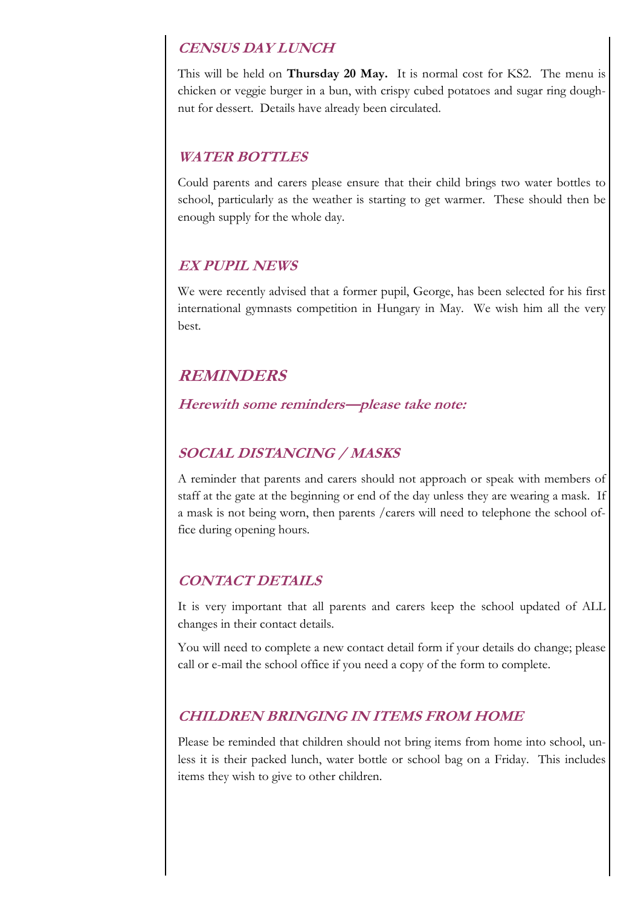### *CENSUS DAY LUNCH*

This will be held on **Thursday 20 May.** It is normal cost for KS2. The menu is chicken or veggie burger in a bun, with crispy cubed potatoes and sugar ring doughnut for dessert. Details have already been circulated.

### *WATER BOTTLES*

Could parents and carers please ensure that their child brings two water bottles to school, particularly as the weather is starting to get warmer. These should then be enough supply for the whole day.

### *EX PUPIL NEWS*

We were recently advised that a former pupil, George, has been selected for his first international gymnasts competition in Hungary in May. We wish him all the very best.

## *REMINDERS*

***Herewith some reminders—please take note:***

### *SOCIAL DISTANCING / MASKS*

A reminder that parents and carers should not approach or speak with members of staff at the gate at the beginning or end of the day unless they are wearing a mask. If a mask is not being worn, then parents /carers will need to telephone the school office during opening hours.

### *CONTACT DETAILS*

It is very important that all parents and carers keep the school updated of ALL changes in their contact details.

You will need to complete a new contact detail form if your details do change; please call or e-mail the school office if you need a copy of the form to complete.

### *CHILDREN BRINGING IN ITEMS FROM HOME*

Please be reminded that children should not bring items from home into school, unless it is their packed lunch, water bottle or school bag on a Friday. This includes items they wish to give to other children.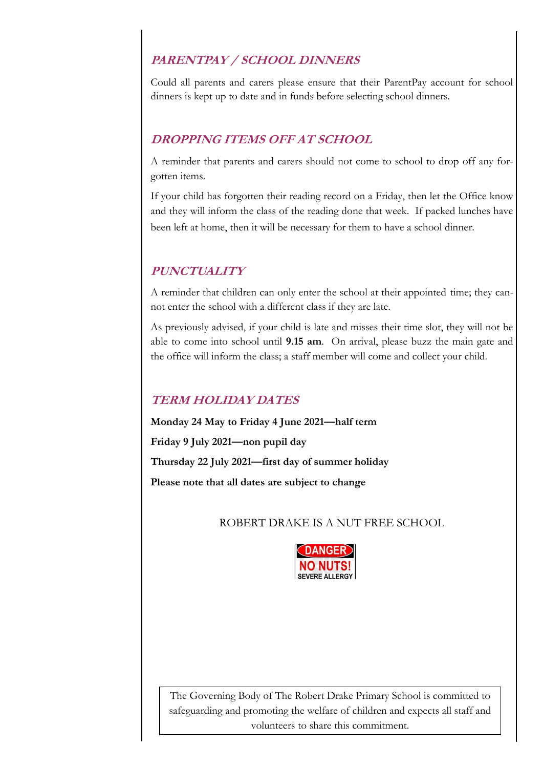## PARENTPAY / SCHOOL DINNERS

Could all parents and carers please ensure that their ParentPay account for school dinners is kept up to date and in funds before selecting school dinners.

## DROPPING ITEMS OFF AT SCHOOL

A reminder that parents and carers should not come to school to drop off any forgotten items.

If your child has forgotten their reading record on a Friday, then let the Office know and they will inform the class of the reading done that week. If packed lunches have been left at home, then it will be necessary for them to have a school dinner.

## PUNCTUALITY

A reminder that children can only enter the school at their appointed time; they cannot enter the school with a different class if they are late.

As previously advised, if your child is late and misses their time slot, they will not be able to come into school until **9.15 am**. On arrival, please buzz the main gate and the office will inform the class; a staff member will come and collect your child.

## TERM HOLIDAY DATES

**Monday 24 May to Friday 4 June 2021—half term**

**Friday 9 July 2021—non pupil day**

**Thursday 22 July 2021—first day of summer holiday**

**Please note that all dates are subject to change**

ROBERT DRAKE IS A NUT FREE SCHOOL

DANGER
NO NUTS!
SEVERE ALLERGY

The Governing Body of The Robert Drake Primary School is committed to safeguarding and promoting the welfare of children and expects all staff and volunteers to share this commitment.